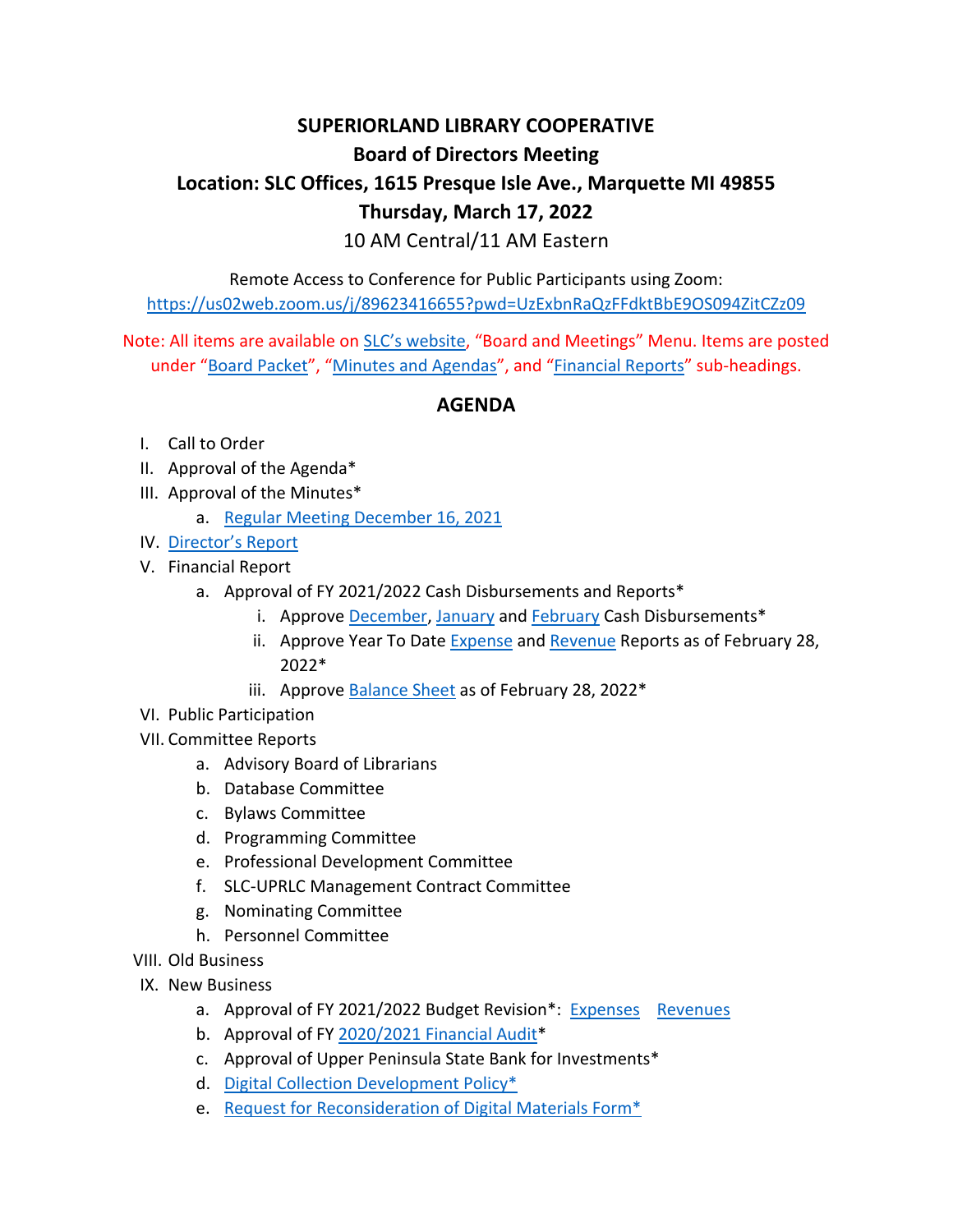# SUPERIORLAND LIBRARY COOPERATIVE

## Board of Directors Meeting

## Location: SLC Offices, 1615 Presque Isle Ave., Marquette MI 49855

## Thursday, March 17, 2022

10 AM Central/11 AM Eastern

Remote Access to Conference for Public Participants using Zoom:
https://us02web.zoom.us/j/89623416655?pwd=UzExbnRaQzFFdktBbE9OS094ZitCZz09

Note: All items are available on SLC's website, "Board and Meetings" Menu. Items are posted under "Board Packet", "Minutes and Agendas", and "Financial Reports" sub-headings.

## AGENDA

I. Call to Order

II. Approval of the Agenda*

III. Approval of the Minutes*
   a. Regular Meeting December 16, 2021

IV. Director's Report

V. Financial Report
   a. Approval of FY 2021/2022 Cash Disbursements and Reports*
      i. Approve December, January and February Cash Disbursements*
      ii. Approve Year To Date Expense and Revenue Reports as of February 28, 2022*
      iii. Approve Balance Sheet as of February 28, 2022*

VI. Public Participation

VII. Committee Reports
   a. Advisory Board of Librarians
   b. Database Committee
   c. Bylaws Committee
   d. Programming Committee
   e. Professional Development Committee
   f. SLC-UPRLC Management Contract Committee
   g. Nominating Committee
   h. Personnel Committee

VIII. Old Business

IX. New Business
   a. Approval of FY 2021/2022 Budget Revision*: Expenses Revenues
   b. Approval of FY 2020/2021 Financial Audit*
   c. Approval of Upper Peninsula State Bank for Investments*
   d. Digital Collection Development Policy*
   e. Request for Reconsideration of Digital Materials Form*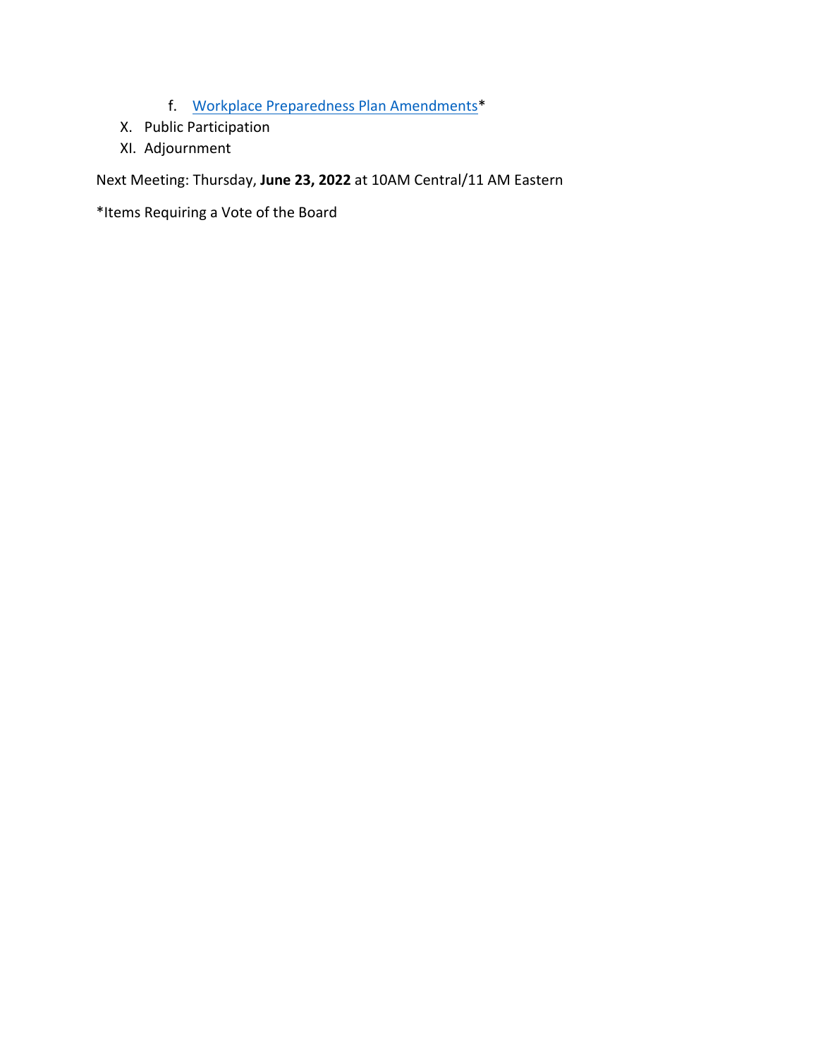f. Workplace Preparedness Plan Amendments*

X. Public Participation

XI. Adjournment

Next Meeting: Thursday, **June 23, 2022** at 10AM Central/11 AM Eastern

*Items Requiring a Vote of the Board